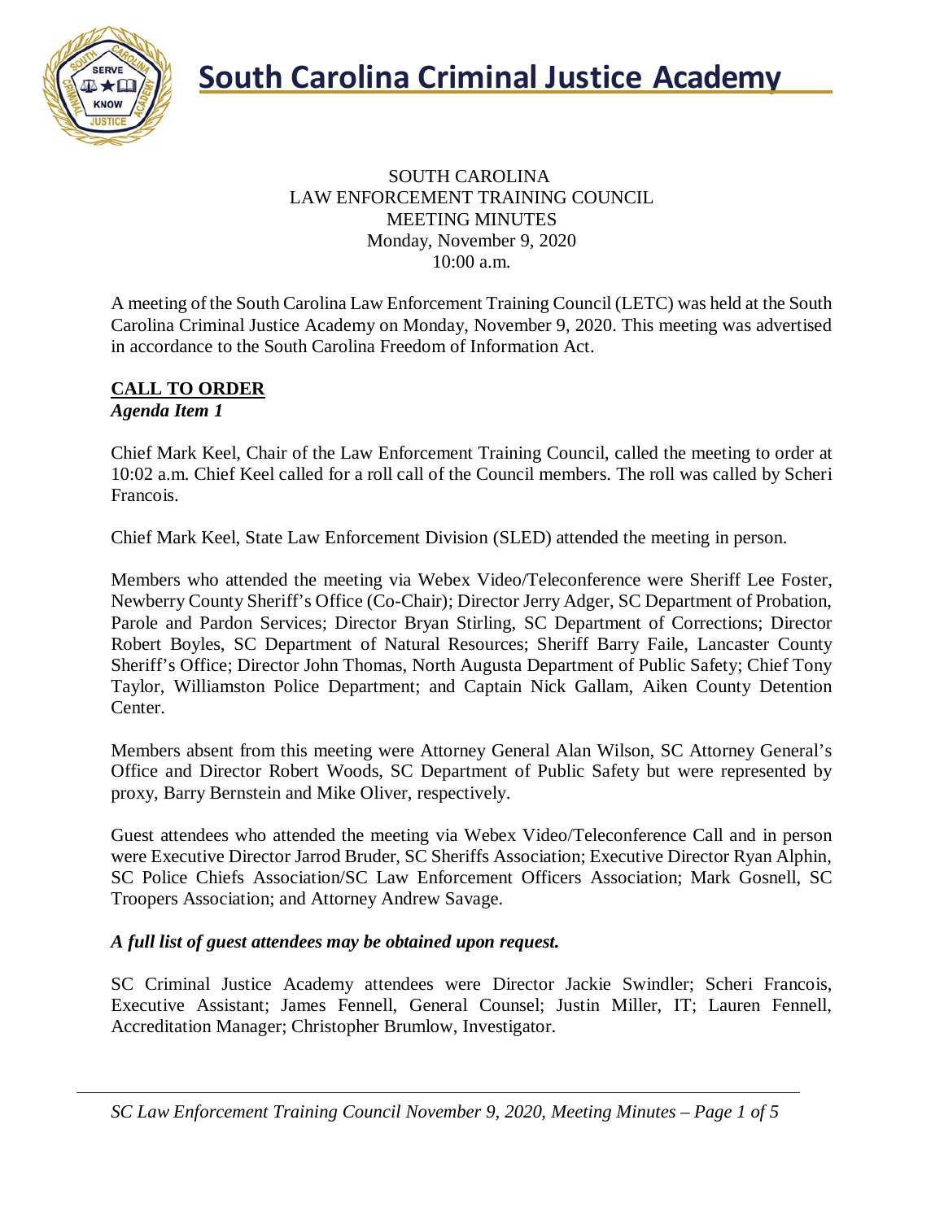# South Carolina Criminal Justice Academy

SOUTH CAROLINA
LAW ENFORCEMENT TRAINING COUNCIL
MEETING MINUTES
Monday, November 9, 2020
10:00 a.m.

A meeting of the South Carolina Law Enforcement Training Council (LETC) was held at the South Carolina Criminal Justice Academy on Monday, November 9, 2020. This meeting was advertised in accordance to the South Carolina Freedom of Information Act.

## CALL TO ORDER

***Agenda Item 1***

Chief Mark Keel, Chair of the Law Enforcement Training Council, called the meeting to order at 10:02 a.m. Chief Keel called for a roll call of the Council members. The roll was called by Scheri Francois.

Chief Mark Keel, State Law Enforcement Division (SLED) attended the meeting in person.

Members who attended the meeting via Webex Video/Teleconference were Sheriff Lee Foster, Newberry County Sheriff's Office (Co-Chair); Director Jerry Adger, SC Department of Probation, Parole and Pardon Services; Director Bryan Stirling, SC Department of Corrections; Director Robert Boyles, SC Department of Natural Resources; Sheriff Barry Faile, Lancaster County Sheriff's Office; Director John Thomas, North Augusta Department of Public Safety; Chief Tony Taylor, Williamston Police Department; and Captain Nick Gallam, Aiken County Detention Center.

Members absent from this meeting were Attorney General Alan Wilson, SC Attorney General's Office and Director Robert Woods, SC Department of Public Safety but were represented by proxy, Barry Bernstein and Mike Oliver, respectively.

Guest attendees who attended the meeting via Webex Video/Teleconference Call and in person were Executive Director Jarrod Bruder, SC Sheriffs Association; Executive Director Ryan Alphin, SC Police Chiefs Association/SC Law Enforcement Officers Association; Mark Gosnell, SC Troopers Association; and Attorney Andrew Savage.

***A full list of guest attendees may be obtained upon request.***

SC Criminal Justice Academy attendees were Director Jackie Swindler; Scheri Francois, Executive Assistant; James Fennell, General Counsel; Justin Miller, IT; Lauren Fennell, Accreditation Manager; Christopher Brumlow, Investigator.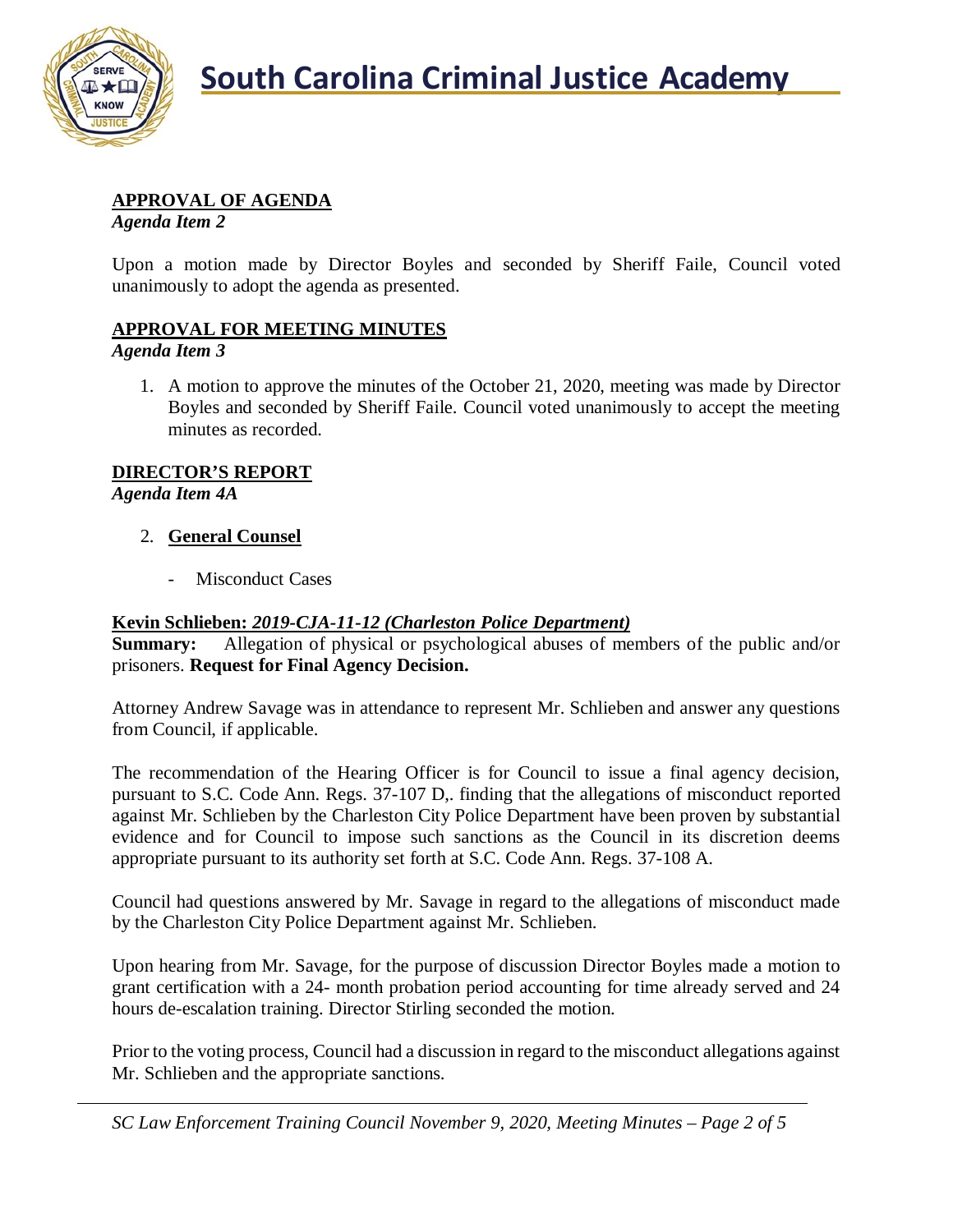## APPROVAL OF AGENDA

*Agenda Item 2*

Upon a motion made by Director Boyles and seconded by Sheriff Faile, Council voted unanimously to adopt the agenda as presented.

## APPROVAL FOR MEETING MINUTES

*Agenda Item 3*

1. A motion to approve the minutes of the October 21, 2020, meeting was made by Director Boyles and seconded by Sheriff Faile. Council voted unanimously to accept the meeting minutes as recorded.

## DIRECTOR'S REPORT

*Agenda Item 4A*

2. **General Counsel**

    - Misconduct Cases

**Kevin Schlieben: *2019-CJA-11-12 (Charleston Police Department)***

**Summary:** Allegation of physical or psychological abuses of members of the public and/or prisoners. **Request for Final Agency Decision.**

Attorney Andrew Savage was in attendance to represent Mr. Schlieben and answer any questions from Council, if applicable.

The recommendation of the Hearing Officer is for Council to issue a final agency decision, pursuant to S.C. Code Ann. Regs. 37-107 D,. finding that the allegations of misconduct reported against Mr. Schlieben by the Charleston City Police Department have been proven by substantial evidence and for Council to impose such sanctions as the Council in its discretion deems appropriate pursuant to its authority set forth at S.C. Code Ann. Regs. 37-108 A.

Council had questions answered by Mr. Savage in regard to the allegations of misconduct made by the Charleston City Police Department against Mr. Schlieben.

Upon hearing from Mr. Savage, for the purpose of discussion Director Boyles made a motion to grant certification with a 24- month probation period accounting for time already served and 24 hours de-escalation training. Director Stirling seconded the motion.

Prior to the voting process, Council had a discussion in regard to the misconduct allegations against Mr. Schlieben and the appropriate sanctions.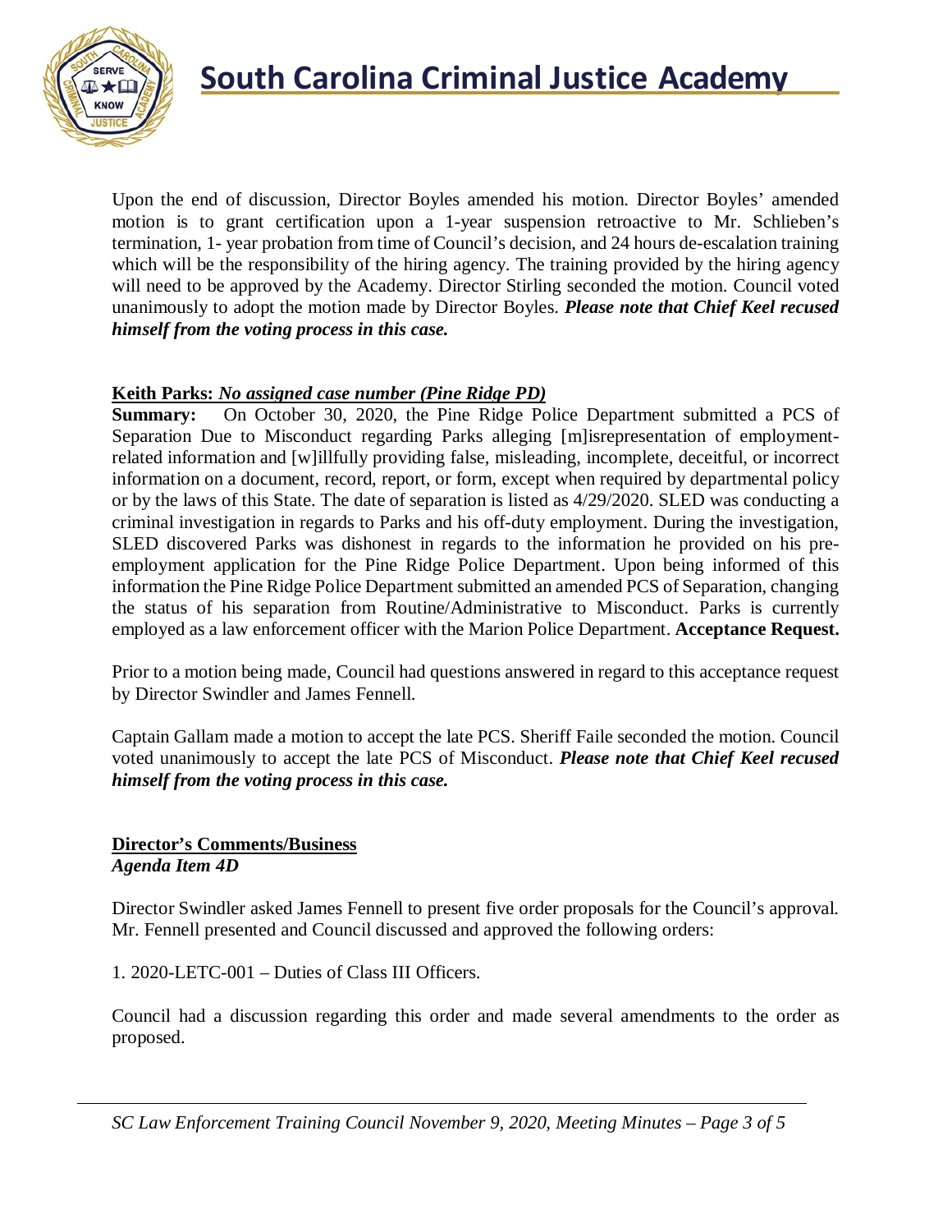Upon the end of discussion, Director Boyles amended his motion. Director Boyles' amended motion is to grant certification upon a 1-year suspension retroactive to Mr. Schlieben's termination, 1- year probation from time of Council's decision, and 24 hours de-escalation training which will be the responsibility of the hiring agency. The training provided by the hiring agency will need to be approved by the Academy. Director Stirling seconded the motion. Council voted unanimously to adopt the motion made by Director Boyles. ***Please note that Chief Keel recused himself from the voting process in this case.***

**Keith Parks:** ***No assigned case number (Pine Ridge PD)***

**Summary:** On October 30, 2020, the Pine Ridge Police Department submitted a PCS of Separation Due to Misconduct regarding Parks alleging [m]isrepresentation of employment-related information and [w]illfully providing false, misleading, incomplete, deceitful, or incorrect information on a document, record, report, or form, except when required by departmental policy or by the laws of this State. The date of separation is listed as 4/29/2020. SLED was conducting a criminal investigation in regards to Parks and his off-duty employment. During the investigation, SLED discovered Parks was dishonest in regards to the information he provided on his pre-employment application for the Pine Ridge Police Department. Upon being informed of this information the Pine Ridge Police Department submitted an amended PCS of Separation, changing the status of his separation from Routine/Administrative to Misconduct. Parks is currently employed as a law enforcement officer with the Marion Police Department. **Acceptance Request.**

Prior to a motion being made, Council had questions answered in regard to this acceptance request by Director Swindler and James Fennell.

Captain Gallam made a motion to accept the late PCS. Sheriff Faile seconded the motion. Council voted unanimously to accept the late PCS of Misconduct. ***Please note that Chief Keel recused himself from the voting process in this case.***

## Director's Comments/Business

***Agenda Item 4D***

Director Swindler asked James Fennell to present five order proposals for the Council's approval. Mr. Fennell presented and Council discussed and approved the following orders:

1. 2020-LETC-001 – Duties of Class III Officers.

Council had a discussion regarding this order and made several amendments to the order as proposed.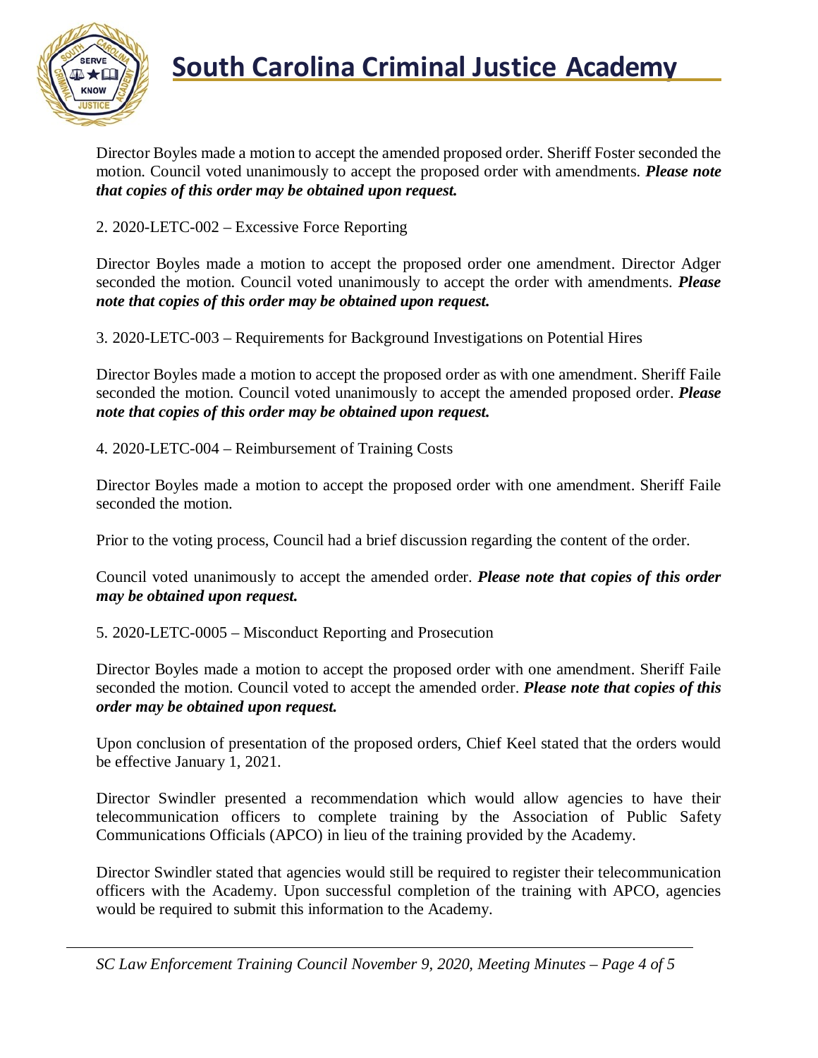Director Boyles made a motion to accept the amended proposed order. Sheriff Foster seconded the motion. Council voted unanimously to accept the proposed order with amendments. ***Please note that copies of this order may be obtained upon request.***

2. 2020-LETC-002 – Excessive Force Reporting

Director Boyles made a motion to accept the proposed order one amendment. Director Adger seconded the motion. Council voted unanimously to accept the order with amendments. ***Please note that copies of this order may be obtained upon request.***

3. 2020-LETC-003 – Requirements for Background Investigations on Potential Hires

Director Boyles made a motion to accept the proposed order as with one amendment. Sheriff Faile seconded the motion. Council voted unanimously to accept the amended proposed order. ***Please note that copies of this order may be obtained upon request.***

4. 2020-LETC-004 – Reimbursement of Training Costs

Director Boyles made a motion to accept the proposed order with one amendment. Sheriff Faile seconded the motion.

Prior to the voting process, Council had a brief discussion regarding the content of the order.

Council voted unanimously to accept the amended order. ***Please note that copies of this order may be obtained upon request.***

5. 2020-LETC-0005 – Misconduct Reporting and Prosecution

Director Boyles made a motion to accept the proposed order with one amendment. Sheriff Faile seconded the motion. Council voted to accept the amended order. ***Please note that copies of this order may be obtained upon request.***

Upon conclusion of presentation of the proposed orders, Chief Keel stated that the orders would be effective January 1, 2021.

Director Swindler presented a recommendation which would allow agencies to have their telecommunication officers to complete training by the Association of Public Safety Communications Officials (APCO) in lieu of the training provided by the Academy.

Director Swindler stated that agencies would still be required to register their telecommunication officers with the Academy. Upon successful completion of the training with APCO, agencies would be required to submit this information to the Academy.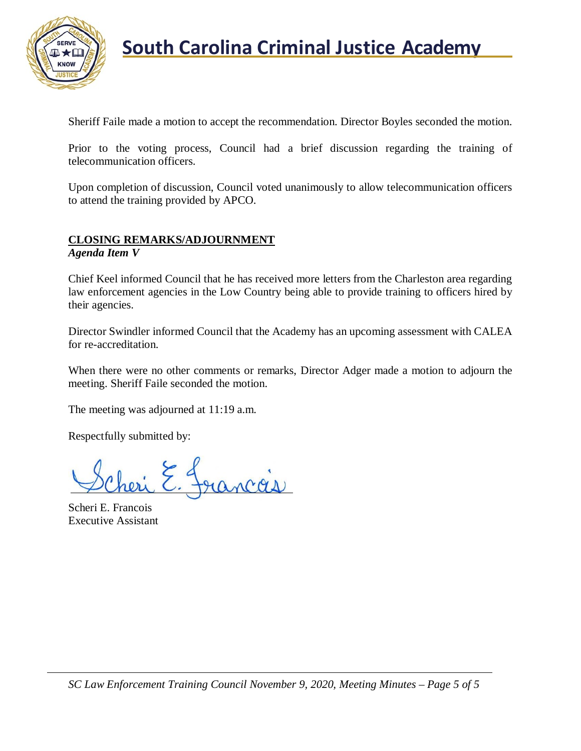Sheriff Faile made a motion to accept the recommendation. Director Boyles seconded the motion.

Prior to the voting process, Council had a brief discussion regarding the training of telecommunication officers.

Upon completion of discussion, Council voted unanimously to allow telecommunication officers to attend the training provided by APCO.

## CLOSING REMARKS/ADJOURNMENT

***Agenda Item V***

Chief Keel informed Council that he has received more letters from the Charleston area regarding law enforcement agencies in the Low Country being able to provide training to officers hired by their agencies.

Director Swindler informed Council that the Academy has an upcoming assessment with CALEA for re-accreditation.

When there were no other comments or remarks, Director Adger made a motion to adjourn the meeting. Sheriff Faile seconded the motion.

The meeting was adjourned at 11:19 a.m.

Respectfully submitted by:

Scheri E. Francois
Executive Assistant